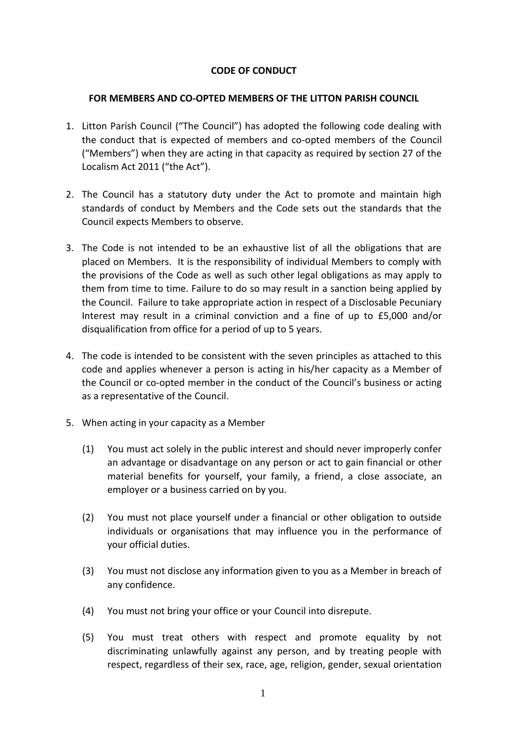**CODE OF CONDUCT**

**FOR MEMBERS AND CO-OPTED MEMBERS OF THE LITTON PARISH COUNCIL**

1. Litton Parish Council ("The Council") has adopted the following code dealing with the conduct that is expected of members and co-opted members of the Council ("Members") when they are acting in that capacity as required by section 27 of the Localism Act 2011 ("the Act").

2. The Council has a statutory duty under the Act to promote and maintain high standards of conduct by Members and the Code sets out the standards that the Council expects Members to observe.

3. The Code is not intended to be an exhaustive list of all the obligations that are placed on Members. It is the responsibility of individual Members to comply with the provisions of the Code as well as such other legal obligations as may apply to them from time to time. Failure to do so may result in a sanction being applied by the Council. Failure to take appropriate action in respect of a Disclosable Pecuniary Interest may result in a criminal conviction and a fine of up to £5,000 and/or disqualification from office for a period of up to 5 years.

4. The code is intended to be consistent with the seven principles as attached to this code and applies whenever a person is acting in his/her capacity as a Member of the Council or co-opted member in the conduct of the Council's business or acting as a representative of the Council.

5. When acting in your capacity as a Member

   (1) You must act solely in the public interest and should never improperly confer an advantage or disadvantage on any person or act to gain financial or other material benefits for yourself, your family, a friend, a close associate, an employer or a business carried on by you.

   (2) You must not place yourself under a financial or other obligation to outside individuals or organisations that may influence you in the performance of your official duties.

   (3) You must not disclose any information given to you as a Member in breach of any confidence.

   (4) You must not bring your office or your Council into disrepute.

   (5) You must treat others with respect and promote equality by not discriminating unlawfully against any person, and by treating people with respect, regardless of their sex, race, age, religion, gender, sexual orientation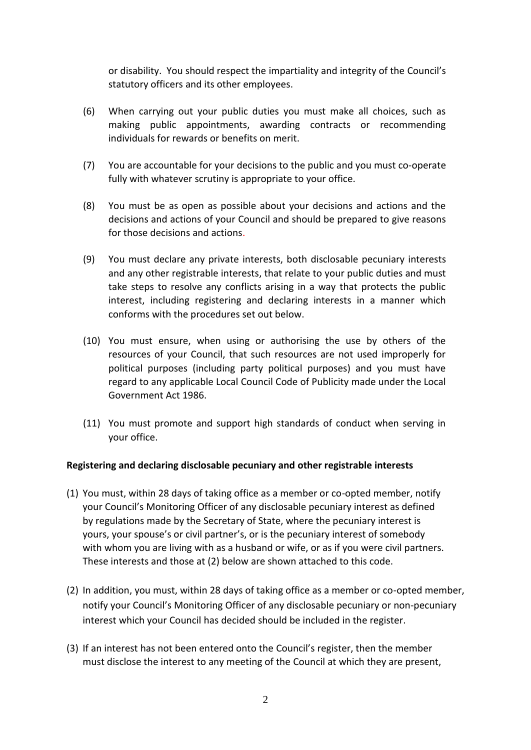or disability. You should respect the impartiality and integrity of the Council's statutory officers and its other employees.

(6) When carrying out your public duties you must make all choices, such as making public appointments, awarding contracts or recommending individuals for rewards or benefits on merit.

(7) You are accountable for your decisions to the public and you must co-operate fully with whatever scrutiny is appropriate to your office.

(8) You must be as open as possible about your decisions and actions and the decisions and actions of your Council and should be prepared to give reasons for those decisions and actions.

(9) You must declare any private interests, both disclosable pecuniary interests and any other registrable interests, that relate to your public duties and must take steps to resolve any conflicts arising in a way that protects the public interest, including registering and declaring interests in a manner which conforms with the procedures set out below.

(10) You must ensure, when using or authorising the use by others of the resources of your Council, that such resources are not used improperly for political purposes (including party political purposes) and you must have regard to any applicable Local Council Code of Publicity made under the Local Government Act 1986.

(11) You must promote and support high standards of conduct when serving in your office.

**Registering and declaring disclosable pecuniary and other registrable interests**

(1) You must, within 28 days of taking office as a member or co-opted member, notify your Council's Monitoring Officer of any disclosable pecuniary interest as defined by regulations made by the Secretary of State, where the pecuniary interest is yours, your spouse's or civil partner's, or is the pecuniary interest of somebody with whom you are living with as a husband or wife, or as if you were civil partners. These interests and those at (2) below are shown attached to this code.

(2) In addition, you must, within 28 days of taking office as a member or co-opted member, notify your Council's Monitoring Officer of any disclosable pecuniary or non-pecuniary interest which your Council has decided should be included in the register.

(3) If an interest has not been entered onto the Council's register, then the member must disclose the interest to any meeting of the Council at which they are present,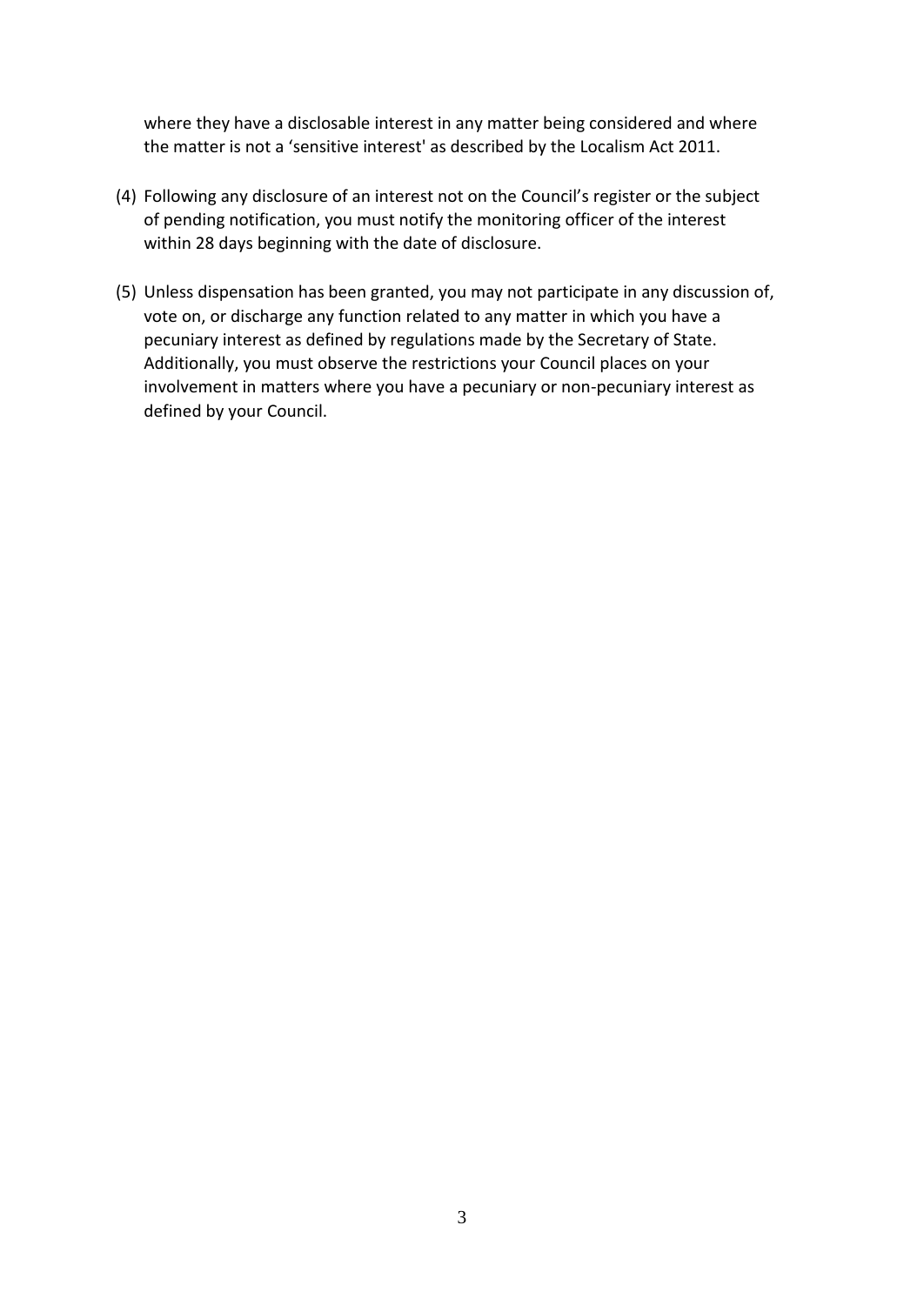where they have a disclosable interest in any matter being considered and where the matter is not a 'sensitive interest' as described by the Localism Act 2011.

(4) Following any disclosure of an interest not on the Council's register or the subject of pending notification, you must notify the monitoring officer of the interest within 28 days beginning with the date of disclosure.

(5) Unless dispensation has been granted, you may not participate in any discussion of, vote on, or discharge any function related to any matter in which you have a pecuniary interest as defined by regulations made by the Secretary of State. Additionally, you must observe the restrictions your Council places on your involvement in matters where you have a pecuniary or non-pecuniary interest as defined by your Council.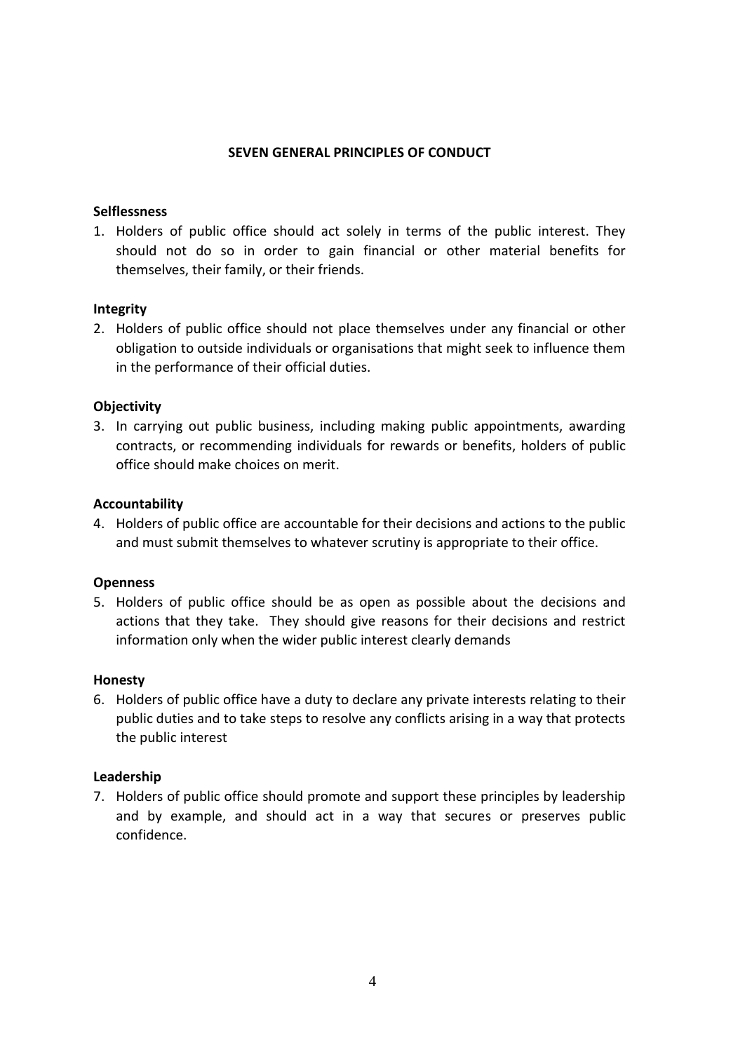## SEVEN GENERAL PRINCIPLES OF CONDUCT

**Selflessness**

1. Holders of public office should act solely in terms of the public interest. They should not do so in order to gain financial or other material benefits for themselves, their family, or their friends.

**Integrity**

2. Holders of public office should not place themselves under any financial or other obligation to outside individuals or organisations that might seek to influence them in the performance of their official duties.

**Objectivity**

3. In carrying out public business, including making public appointments, awarding contracts, or recommending individuals for rewards or benefits, holders of public office should make choices on merit.

**Accountability**

4. Holders of public office are accountable for their decisions and actions to the public and must submit themselves to whatever scrutiny is appropriate to their office.

**Openness**

5. Holders of public office should be as open as possible about the decisions and actions that they take. They should give reasons for their decisions and restrict information only when the wider public interest clearly demands

**Honesty**

6. Holders of public office have a duty to declare any private interests relating to their public duties and to take steps to resolve any conflicts arising in a way that protects the public interest

**Leadership**

7. Holders of public office should promote and support these principles by leadership and by example, and should act in a way that secures or preserves public confidence.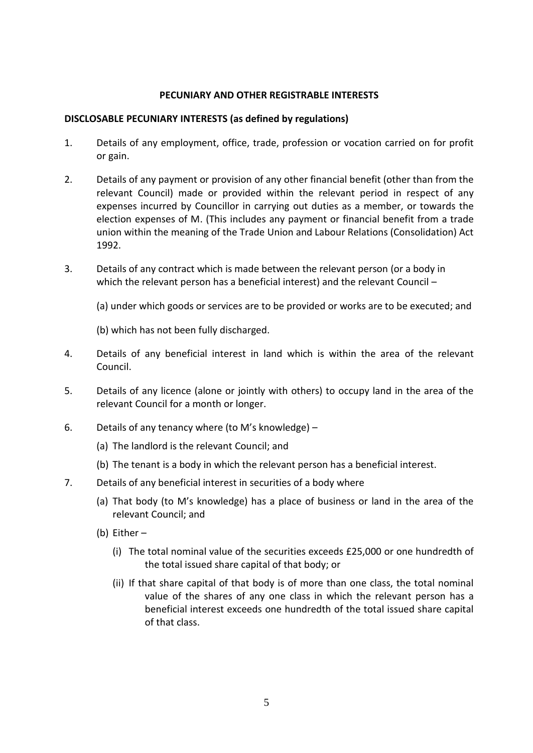**PECUNIARY AND OTHER REGISTRABLE INTERESTS**

**DISCLOSABLE PECUNIARY INTERESTS (as defined by regulations)**

1. Details of any employment, office, trade, profession or vocation carried on for profit or gain.

2. Details of any payment or provision of any other financial benefit (other than from the relevant Council) made or provided within the relevant period in respect of any expenses incurred by Councillor in carrying out duties as a member, or towards the election expenses of M. (This includes any payment or financial benefit from a trade union within the meaning of the Trade Union and Labour Relations (Consolidation) Act 1992.

3. Details of any contract which is made between the relevant person (or a body in which the relevant person has a beneficial interest) and the relevant Council –

   (a) under which goods or services are to be provided or works are to be executed; and

   (b) which has not been fully discharged.

4. Details of any beneficial interest in land which is within the area of the relevant Council.

5. Details of any licence (alone or jointly with others) to occupy land in the area of the relevant Council for a month or longer.

6. Details of any tenancy where (to M's knowledge) –

   (a) The landlord is the relevant Council; and

   (b) The tenant is a body in which the relevant person has a beneficial interest.

7. Details of any beneficial interest in securities of a body where

   (a) That body (to M's knowledge) has a place of business or land in the area of the relevant Council; and

   (b) Either –

      (i) The total nominal value of the securities exceeds £25,000 or one hundredth of the total issued share capital of that body; or

      (ii) If that share capital of that body is of more than one class, the total nominal value of the shares of any one class in which the relevant person has a beneficial interest exceeds one hundredth of the total issued share capital of that class.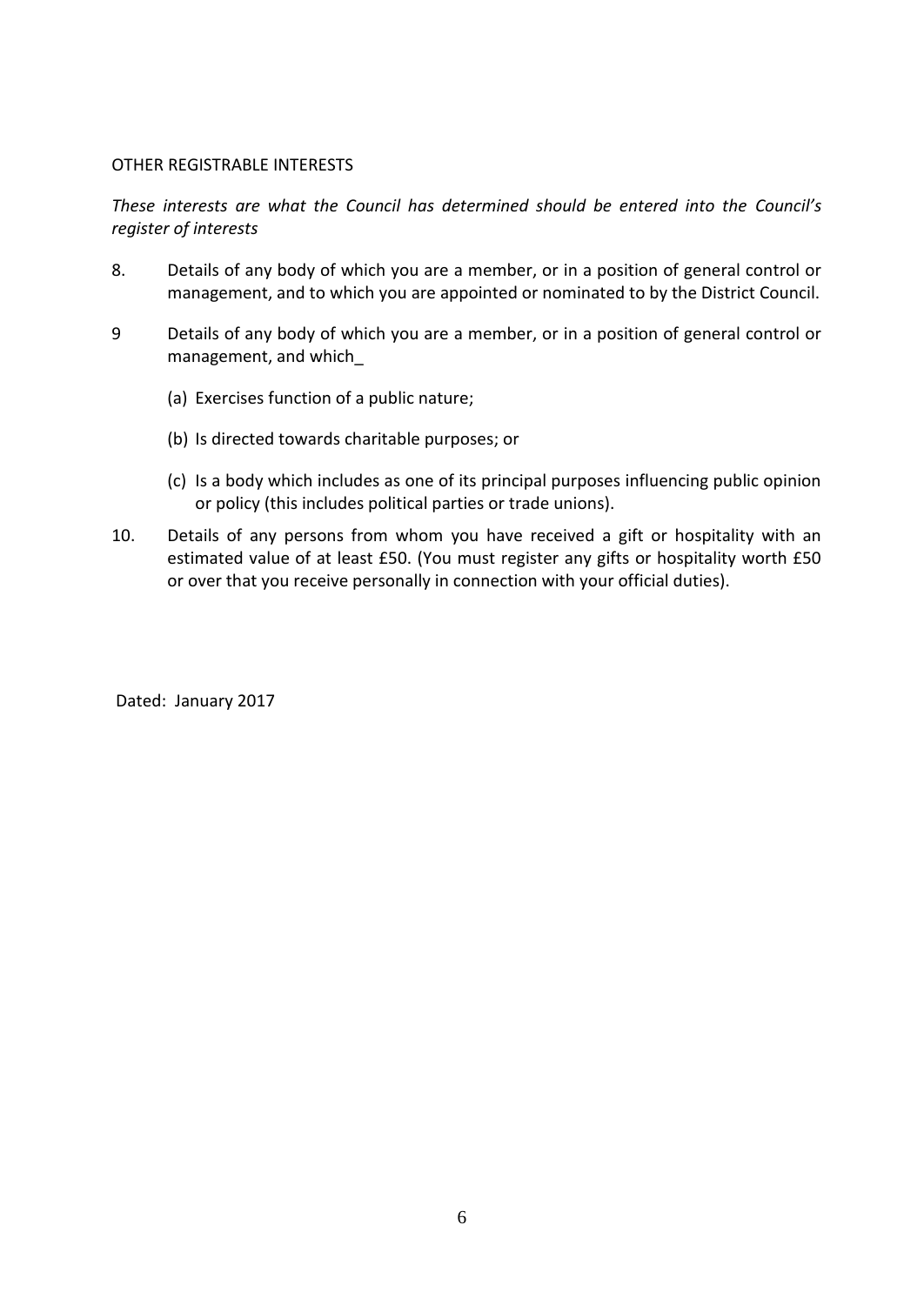OTHER REGISTRABLE INTERESTS

*These interests are what the Council has determined should be entered into the Council's register of interests*

8. Details of any body of which you are a member, or in a position of general control or management, and to which you are appointed or nominated to by the District Council.

9 Details of any body of which you are a member, or in a position of general control or management, and which_

   (a) Exercises function of a public nature;

   (b) Is directed towards charitable purposes; or

   (c) Is a body which includes as one of its principal purposes influencing public opinion or policy (this includes political parties or trade unions).

10. Details of any persons from whom you have received a gift or hospitality with an estimated value of at least £50. (You must register any gifts or hospitality worth £50 or over that you receive personally in connection with your official duties).

Dated: January 2017